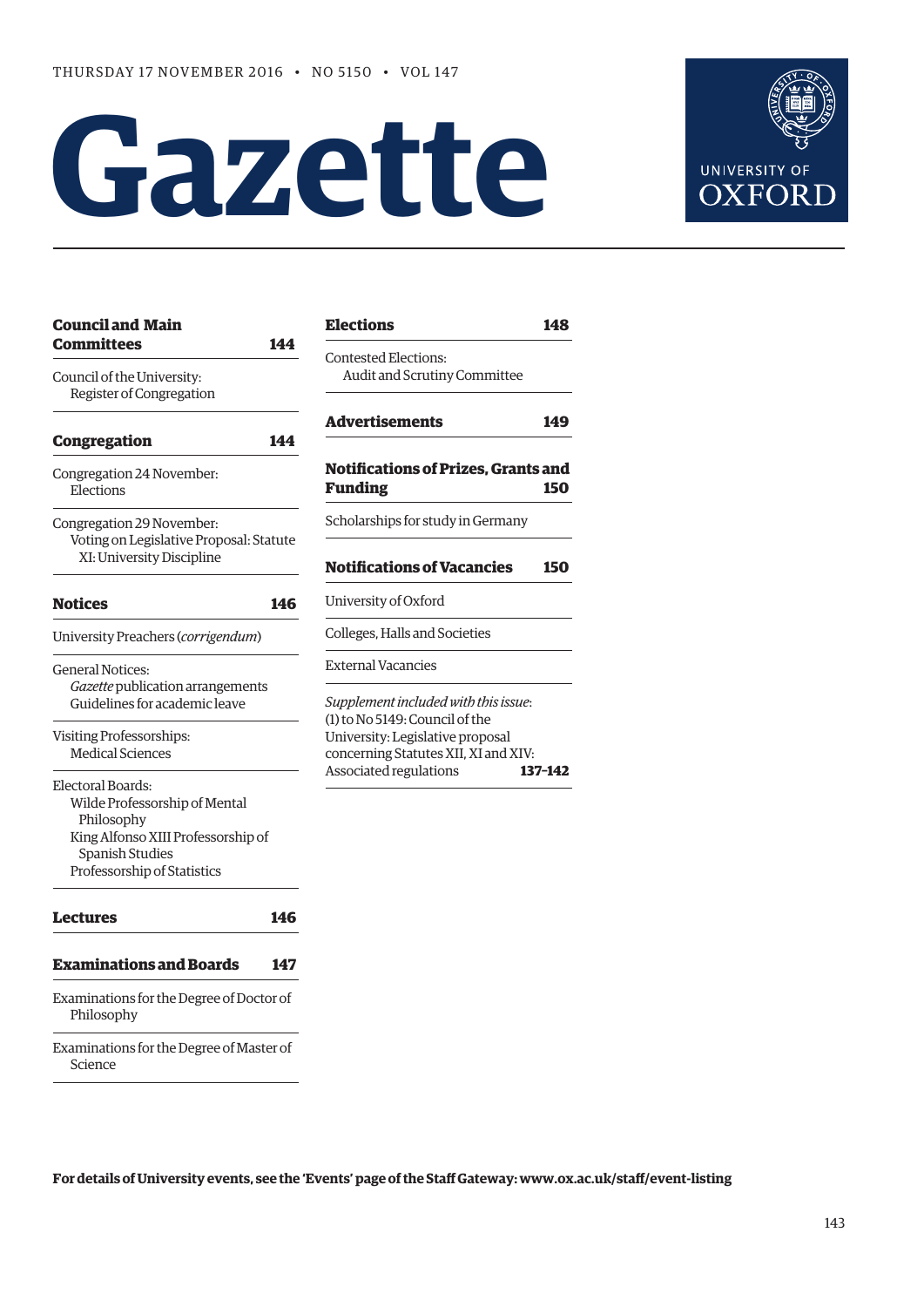THURSDAY 17 NOVEMBER 2016 • NO 5150 • VOL 147

# Gazette

UNIVERSITY OF OXFORD

**Council and Main Committees** **144**

Council of the University:
Register of Congregation

**Congregation** **144**

Congregation 24 November:
Elections

Congregation 29 November:
Voting on Legislative Proposal: Statute XI: University Discipline

**Notices** **146**

University Preachers (*corrigendum*)

General Notices:
*Gazette* publication arrangements
Guidelines for academic leave

Visiting Professorships:
Medical Sciences

Electoral Boards:
Wilde Professorship of Mental Philosophy
King Alfonso XIII Professorship of Spanish Studies
Professorship of Statistics

**Lectures** **146**

**Examinations and Boards** **147**

Examinations for the Degree of Doctor of Philosophy

Examinations for the Degree of Master of Science

**Elections** **148**

Contested Elections:
Audit and Scrutiny Committee

**Advertisements** **149**

**Notifications of Prizes, Grants and Funding** **150**

Scholarships for study in Germany

**Notifications of Vacancies** **150**

University of Oxford

Colleges, Halls and Societies

External Vacancies

*Supplement included with this issue*:
(1) to No 5149: Council of the University: Legislative proposal concerning Statutes XII, XI and XIV: Associated regulations **137–142**

**For details of University events, see the 'Events' page of the Staff Gateway: www.ox.ac.uk/staff/event-listing**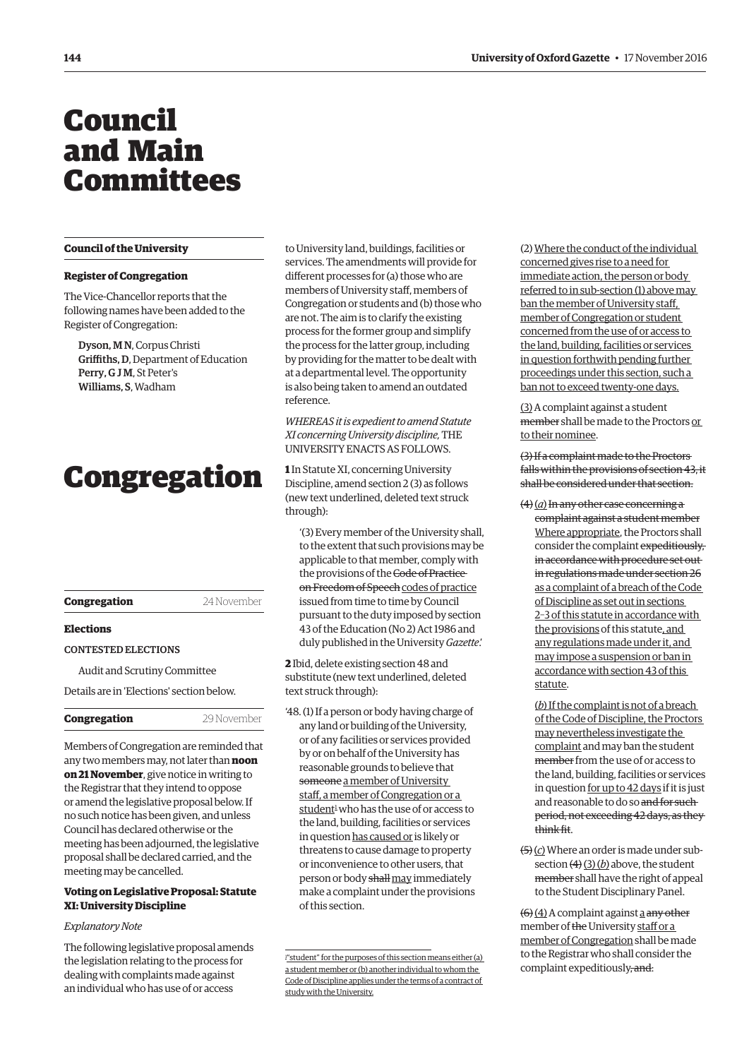# Council and Main Committees

## Council of the University

### Register of Congregation

The Vice-Chancellor reports that the following names have been added to the Register of Congregation:

**Dyson, M N**, Corpus Christi
**Griffiths, D**, Department of Education
**Perry, G J M**, St Peter's
**Williams, S**, Wadham

# Congregation

## Congregation — 24 November

### Elections

CONTESTED ELECTIONS

Audit and Scrutiny Committee

Details are in 'Elections' section below.

## Congregation — 29 November

Members of Congregation are reminded that any two members may, not later than **noon on 21 November**, give notice in writing to the Registrar that they intend to oppose or amend the legislative proposal below. If no such notice has been given, and unless Council has declared otherwise or the meeting has been adjourned, the legislative proposal shall be declared carried, and the meeting may be cancelled.

### Voting on Legislative Proposal: Statute XI: University Discipline

*Explanatory Note*

The following legislative proposal amends the legislation relating to the process for dealing with complaints made against an individual who has use of or access to University land, buildings, facilities or services. The amendments will provide for different processes for (a) those who are members of University staff, members of Congregation or students and (b) those who are not. The aim is to clarify the existing process for the former group and simplify the process for the latter group, including by providing for the matter to be dealt with at a departmental level. The opportunity is also being taken to amend an outdated reference.

*WHEREAS it is expedient to amend Statute XI concerning University discipline,* THE UNIVERSITY ENACTS AS FOLLOWS.

**1** In Statute XI, concerning University Discipline, amend section 2 (3) as follows (new text underlined, deleted text struck through):

'(3) Every member of the University shall, to the extent that such provisions may be applicable to that member, comply with the provisions of the ~~Code of Practice on Freedom of Speech~~ <u>codes of practice</u> issued from time to time by Council pursuant to the duty imposed by section 43 of the Education (No 2) Act 1986 and duly published in the University *Gazette*.'

**2** Ibid, delete existing section 48 and substitute (new text underlined, deleted text struck through):

'48. (1) If a person or body having charge of any land or building of the University, or of any facilities or services provided by or on behalf of the University has reasonable grounds to believe that ~~someone~~ <u>a member of University staff, a member of Congregation or a student</u>[1] who has the use of or access to the land, building, facilities or services in question <u>has caused or</u> is likely or threatens to cause damage to property or inconvenience to other users, that person or body ~~shall~~ <u>may</u> immediately make a complaint under the provisions of this section.

(2) <u>Where the conduct of the individual concerned gives rise to a need for immediate action, the person or body referred to in sub-section (1) above may ban the member of University staff, member of Congregation or student concerned from the use of or access to the land, building, facilities or services in question forthwith pending further proceedings under this section, such a ban not to exceed twenty-one days.</u>

<u>(3)</u> A complaint against a student ~~member~~ shall be made to the Proctors <u>or to their nominee</u>.

~~(3) If a complaint made to the Proctors falls within the provisions of section 43, it shall be considered under that section.~~

~~(4)~~ <u>(*a*)</u> ~~In any other case concerning a complaint against a student member~~ <u>Where appropriate</u>, the Proctors shall consider the complaint ~~expeditiously, in accordance with procedure set out in regulations made under section 26~~ <u>as a complaint of a breach of the Code of Discipline as set out in sections 2–3 of this statute in accordance with the provisions</u> of this statute<u>, and any regulations made under it, and may impose a suspension or ban in accordance with section 43 of this statute</u>.

<u>(*b*) If the complaint is not of a breach of the Code of Discipline, the Proctors may nevertheless investigate the complaint</u> and may ban the student ~~member~~ from the use of or access to the land, building, facilities or services in question <u>for up to 42 days</u> if it is just and reasonable to do so ~~and for such period, not exceeding 42 days, as they think fit~~.

~~(5)~~ <u>(*c*)</u> Where an order is made under sub-section ~~(4)~~ <u>(3) (*b*)</u> above, the student ~~member~~ shall have the right of appeal to the Student Disciplinary Panel.

~~(6)~~ <u>(4)</u> A complaint against <u>a</u> ~~any other~~ member of ~~the~~ University <u>staff or a member of Congregation</u> shall be made to the Registrar who shall consider the complaint expeditiously~~, and~~<u>:</u>

[1] <u>"student" for the purposes of this section means either (a) a student member or (b) another individual to whom the Code of Discipline applies under the terms of a contract of study with the University.</u>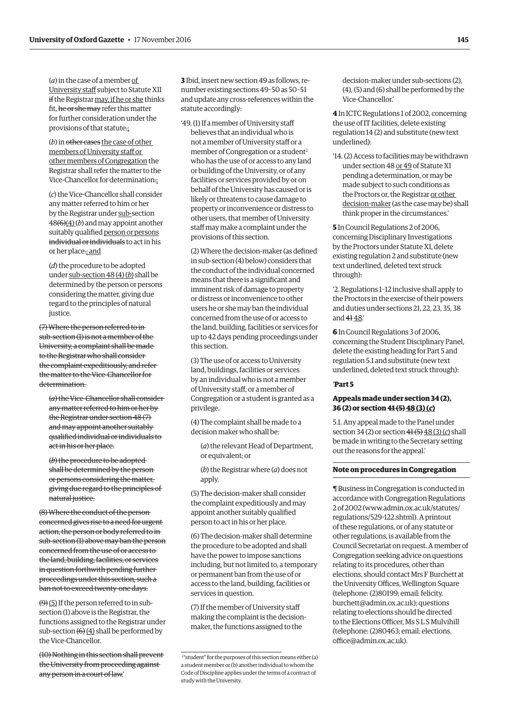(*a*) in the case of a member of University staff subject to Statute XII if the Registrar may, if he or she thinks fit, he or she may refer this matter for further consideration under the provisions of that statute.;

(*b*) in other cases the case of other members of University staff or other members of Congregation the Registrar shall refer the matter to the Vice-Chancellor for determination.;

(*c*) the Vice-Chancellor shall consider any matter referred to him or her by the Registrar under sub-section 48(6)(4) (*b*) and may appoint another suitably qualified person or persons individual or individuals to act in his or her place.; and

(*d*) the procedure to be adopted under sub-section 48 (4) (*b*) shall be determined by the person or persons considering the matter, giving due regard to the principles of natural justice.

~~(7) Where the person referred to in sub-section (1) is not a member of the University, a complaint shall be made to the Registrar who shall consider the complaint expeditiously, and refer the matter to the Vice-Chancellor for determination.~~

~~(*a*) the Vice-Chancellor shall consider any matter referred to him or her by the Registrar under section 48 (7) and may appoint another suitably qualified individual or individuals to act in his or her place.~~

~~(*b*) the procedure to be adopted shall be determined by the person or persons considering the matter, giving due regard to the principles of natural justice.~~

~~(8) Where the conduct of the person concerned gives rise to a need for urgent action, the person or body referred to in sub-section (1) above may ban the person concerned from the use of or access to the land, building, facilities, or services in question forthwith pending further proceedings under this section, such a ban not to exceed twenty-one days.~~

~~(9)~~ (5) If the person referred to in sub-section (1) above is the Registrar, the functions assigned to the Registrar under sub-section ~~(6)~~ (4) shall be performed by the Vice-Chancellor.

~~(10) Nothing in this section shall prevent the University from proceeding against any person in a court of law.~~'

**3** Ibid, insert new section 49 as follows, re-number existing sections 49–50 as 50–51 and update any cross-references within the statute accordingly:

'49. (1) If a member of University staff believes that an individual who is not a member of University staff or a member of Congregation or a student[2] who has the use of or access to any land or building of the University, or of any facilities or services provided by or on behalf of the University has caused or is likely or threatens to cause damage to property or inconvenience or distress to other users, that member of University staff may make a complaint under the provisions of this section.

(2) Where the decision-maker (as defined in sub-section (4) below) considers that the conduct of the individual concerned means that there is a significant and imminent risk of damage to property or distress or inconvenience to other users he or she may ban the individual concerned from the use of or access to the land, building, facilities or services for up to 42 days pending proceedings under this section.

(3) The use of or access to University land, buildings, facilities or services by an individual who is not a member of University staff, or a member of Congregation or a student is granted as a privilege.

(4) The complaint shall be made to a decision maker who shall be:

(*a*) the relevant Head of Department, or equivalent; or

(*b*) the Registrar where (*a*) does not apply.

(5) The decision-maker shall consider the complaint expeditiously and may appoint another suitably qualified person to act in his or her place.

(6) The decision-maker shall determine the procedure to be adopted and shall have the power to impose sanctions including, but not limited to, a temporary or permanent ban from the use of or access to the land, building, facilities or services in question.

(7) If the member of University staff making the complaint is the decision-maker, the functions assigned to the decision-maker under sub-sections (2), (4), (5) and (6) shall be performed by the Vice-Chancellor.'

[2] "student" for the purposes of this section means either (a) a student member or (b) another individual to whom the Code of Discipline applies under the terms of a contract of study with the University.

**4** In ICTC Regulations 1 of 2002, concerning the use of IT facilities, delete existing regulation 14 (2) and substitute (new text underlined):

'14. (2) Access to facilities may be withdrawn under section 48 or 49 of Statute XI pending a determination, or may be made subject to such conditions as the Proctors or, the Registrar or other decision-maker (as the case may be) shall think proper in the circumstances.'

**5** In Council Regulations 2 of 2006, concerning Disciplinary Investigations by the Proctors under Statute XI, delete existing regulation 2 and substitute (new text underlined, deleted text struck through):

'2. Regulations 1–12 inclusive shall apply to the Proctors in the exercise of their powers and duties under sections 21, 22, 23, 35, 38 and ~~41~~ 48.'

**6** In Council Regulations 3 of 2006, concerning the Student Disciplinary Panel, delete the existing heading for Part 5 and regulation 5.1 and substitute (new text underlined, deleted text struck through):

'**Part 5**

**Appeals made under section 34 (2), 36 (2) or section ~~41 (5)~~ 48 (3) (*c*)**

5.1. Any appeal made to the Panel under section 34 (2) or section ~~41 (5)~~ 48 (3) (*c*) shall be made in writing to the Secretary setting out the reasons for the appeal.'

## Note on procedures in Congregation

¶ Business in Congregation is conducted in accordance with Congregation Regulations 2 of 2002 (www.admin.ox.ac.uk/statutes/regulations/529-122.shtml). A printout of these regulations, or of any statute or other regulations, is available from the Council Secretariat on request. A member of Congregation seeking advice on questions relating to its procedures, other than elections, should contact Mrs F Burchett at the University Offices, Wellington Square (telephone: (2)80199; email: felicity.burchett@admin.ox.ac.uk); questions relating to elections should be directed to the Elections Officer, Ms S L S Mulvihill (telephone: (2)80463; email: elections.office@admin.ox.ac.uk).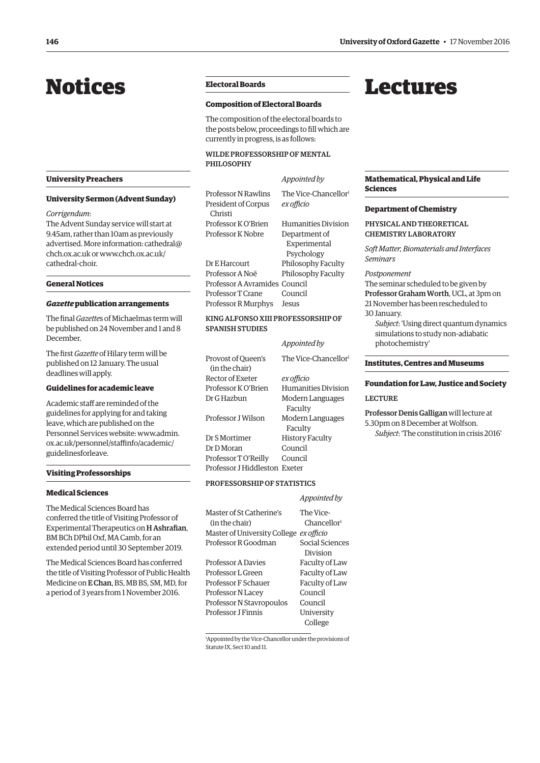# Notices

## University Preachers

### University Sermon (Advent Sunday)

*Corrigendum*:

The Advent Sunday service will start at 9.45am, rather than 10am as previously advertised. More information: cathedral@chch.ox.ac.uk or www.chch.ox.ac.uk/cathedral-choir.

## General Notices

### *Gazette* publication arrangements

The final *Gazette*s of Michaelmas term will be published on 24 November and 1 and 8 December.

The first *Gazette* of Hilary term will be published on 12 January. The usual deadlines will apply.

### Guidelines for academic leave

Academic staff are reminded of the guidelines for applying for and taking leave, which are published on the Personnel Services website: www.admin.ox.ac.uk/personnel/staffinfo/academic/guidelinesforleave.

## Visiting Professorships

### Medical Sciences

The Medical Sciences Board has conferred the title of Visiting Professor of Experimental Therapeutics on **H Ashrafian**, BM BCh DPhil Oxf, MA Camb, for an extended period until 30 September 2019.

The Medical Sciences Board has conferred the title of Visiting Professor of Public Health Medicine on **E Chan**, BS, MB BS, SM, MD, for a period of 3 years from 1 November 2016.

## Electoral Boards

### Composition of Electoral Boards

The composition of the electoral boards to the posts below, proceedings to fill which are currently in progress, is as follows:

WILDE PROFESSORSHIP OF MENTAL PHILOSOPHY

| | *Appointed by* |
|---|---|
| Professor N Rawlins | The Vice-Chancellor[1] |
| President of Corpus Christi | *ex officio* |
| Professor K O'Brien | Humanities Division |
| Professor K Nobre | Department of Experimental Psychology |
| Dr E Harcourt | Philosophy Faculty |
| Professor A Noë | Philosophy Faculty |
| Professor A Avramides | Council |
| Professor T Crane | Council |
| Professor R Murphys | Jesus |

KING ALFONSO XIII PROFESSORSHIP OF SPANISH STUDIES

| | *Appointed by* |
|---|---|
| Provost of Queen's (in the chair) | The Vice-Chancellor[1] |
| Rector of Exeter | *ex officio* |
| Professor K O'Brien | Humanities Division |
| Dr G Hazbun | Modern Languages Faculty |
| Professor J Wilson | Modern Languages Faculty |
| Dr S Mortimer | History Faculty |
| Dr D Moran | Council |
| Professor T O'Reilly | Council |
| Professor J Hiddleston | Exeter |

PROFESSORSHIP OF STATISTICS

| | *Appointed by* |
|---|---|
| Master of St Catherine's (in the chair) | The Vice-Chancellor[1] |
| Master of University College | *ex officio* |
| Professor R Goodman | Social Sciences Division |
| Professor A Davies | Faculty of Law |
| Professor L Green | Faculty of Law |
| Professor F Schauer | Faculty of Law |
| Professor N Lacey | Council |
| Professor N Stavropoulos | Council |
| Professor J Finnis | University College |

[1] Appointed by the Vice-Chancellor under the provisions of Statute IX, Sect 10 and 11.

# Lectures

## Mathematical, Physical and Life Sciences

### Department of Chemistry

PHYSICAL AND THEORETICAL CHEMISTRY LABORATORY

*Soft Matter, Biomaterials and Interfaces Seminars*

*Postponement*

The seminar scheduled to be given by **Professor Graham Worth**, UCL, at 3pm on 21 November has been rescheduled to 30 January.

*Subject*: 'Using direct quantum dynamics simulations to study non-adiabatic photochemistry'

## Institutes, Centres and Museums

### Foundation for Law, Justice and Society

LECTURE

**Professor Denis Galligan** will lecture at 5.30pm on 8 December at Wolfson.

*Subject*: 'The constitution in crisis 2016'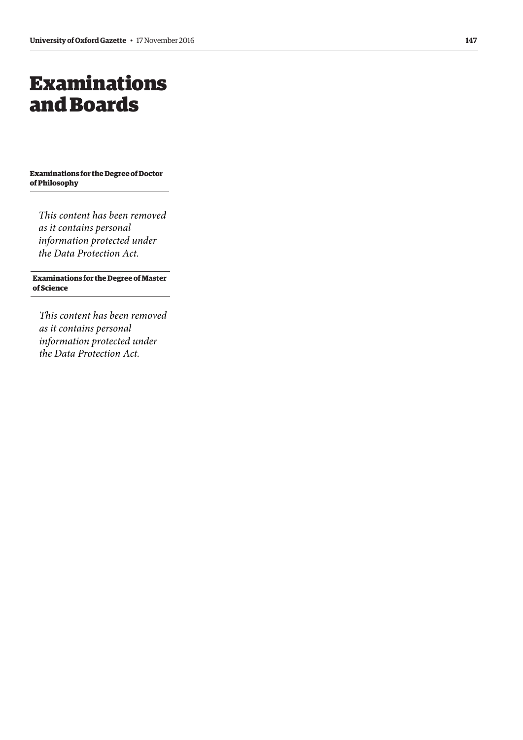# Examinations and Boards

**Examinations for the Degree of Doctor of Philosophy**

*This content has been removed as it contains personal information protected under the Data Protection Act.*

**Examinations for the Degree of Master of Science**

*This content has been removed as it contains personal information protected under the Data Protection Act.*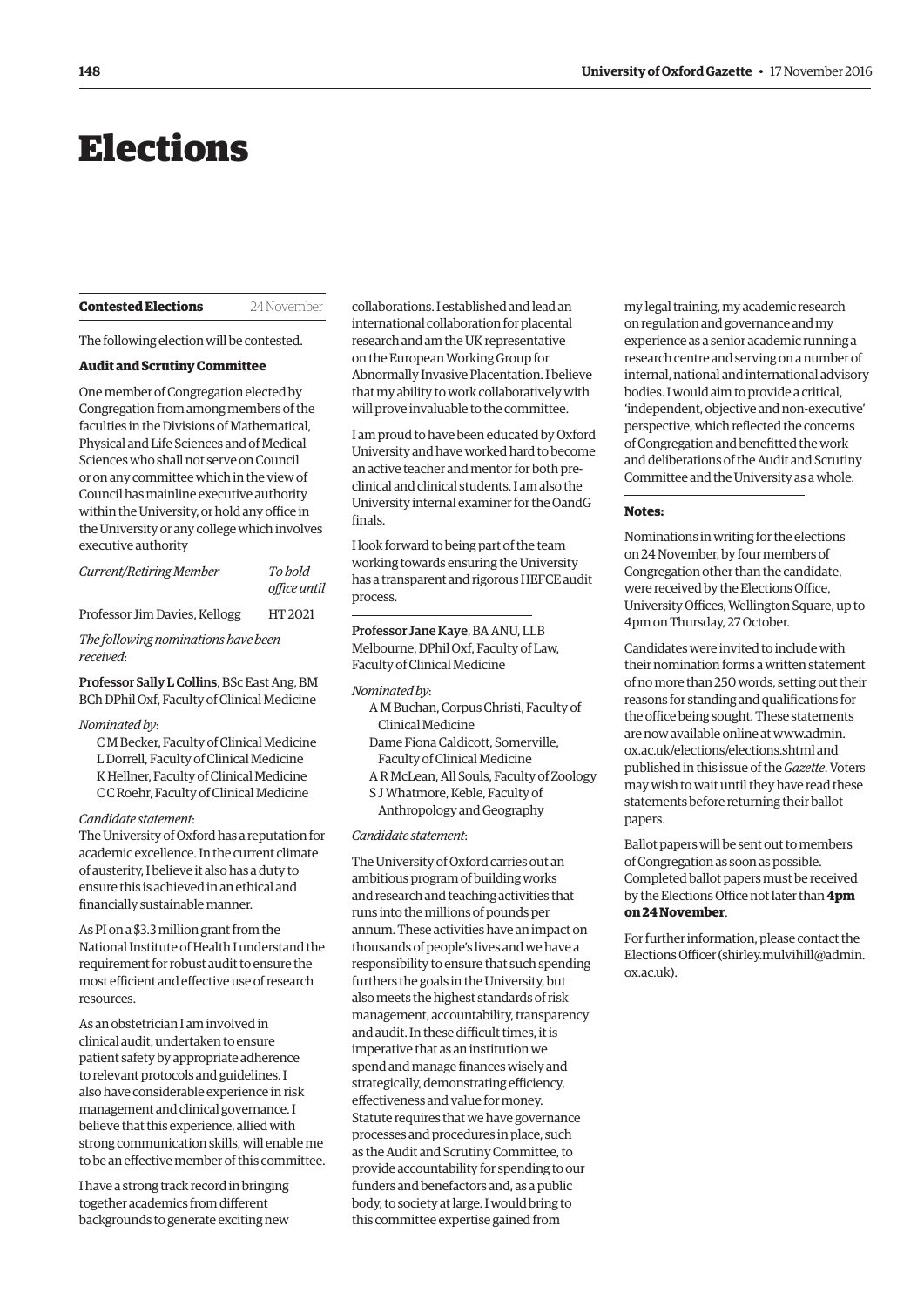# Elections

## Contested Elections

24 November

The following election will be contested.

### Audit and Scrutiny Committee

One member of Congregation elected by Congregation from among members of the faculties in the Divisions of Mathematical, Physical and Life Sciences and of Medical Sciences who shall not serve on Council or on any committee which in the view of Council has mainline executive authority within the University, or hold any office in the University or any college which involves executive authority

| *Current/Retiring Member* | *To hold office until* |
| --- | --- |
| Professor Jim Davies, Kellogg | HT 2021 |

*The following nominations have been received*:

**Professor Sally L Collins**, BSc East Ang, BM BCh DPhil Oxf, Faculty of Clinical Medicine

*Nominated by*:

- C M Becker, Faculty of Clinical Medicine
- L Dorrell, Faculty of Clinical Medicine
- K Hellner, Faculty of Clinical Medicine
- C C Roehr, Faculty of Clinical Medicine

*Candidate statement*:

The University of Oxford has a reputation for academic excellence. In the current climate of austerity, I believe it also has a duty to ensure this is achieved in an ethical and financially sustainable manner.

As PI on a $3.3 million grant from the National Institute of Health I understand the requirement for robust audit to ensure the most efficient and effective use of research resources.

As an obstetrician I am involved in clinical audit, undertaken to ensure patient safety by appropriate adherence to relevant protocols and guidelines. I also have considerable experience in risk management and clinical governance. I believe that this experience, allied with strong communication skills, will enable me to be an effective member of this committee.

I have a strong track record in bringing together academics from different backgrounds to generate exciting new collaborations. I established and lead an international collaboration for placental research and am the UK representative on the European Working Group for Abnormally Invasive Placentation. I believe that my ability to work collaboratively with will prove invaluable to the committee.

I am proud to have been educated by Oxford University and have worked hard to become an active teacher and mentor for both pre-clinical and clinical students. I am also the University internal examiner for the OandG finals.

I look forward to being part of the team working towards ensuring the University has a transparent and rigorous HEFCE audit process.

**Professor Jane Kaye**, BA ANU, LLB Melbourne, DPhil Oxf, Faculty of Law, Faculty of Clinical Medicine

*Nominated by*:

- A M Buchan, Corpus Christi, Faculty of Clinical Medicine
- Dame Fiona Caldicott, Somerville, Faculty of Clinical Medicine
- A R McLean, All Souls, Faculty of Zoology
- S J Whatmore, Keble, Faculty of Anthropology and Geography

*Candidate statement*:

The University of Oxford carries out an ambitious program of building works and research and teaching activities that runs into the millions of pounds per annum. These activities have an impact on thousands of people's lives and we have a responsibility to ensure that such spending furthers the goals in the University, but also meets the highest standards of risk management, accountability, transparency and audit. In these difficult times, it is imperative that as an institution we spend and manage finances wisely and strategically, demonstrating efficiency, effectiveness and value for money. Statute requires that we have governance processes and procedures in place, such as the Audit and Scrutiny Committee, to provide accountability for spending to our funders and benefactors and, as a public body, to society at large. I would bring to this committee expertise gained from my legal training, my academic research on regulation and governance and my experience as a senior academic running a research centre and serving on a number of internal, national and international advisory bodies. I would aim to provide a critical, 'independent, objective and non-executive' perspective, which reflected the concerns of Congregation and benefitted the work and deliberations of the Audit and Scrutiny Committee and the University as a whole.

**Notes:**

Nominations in writing for the elections on 24 November, by four members of Congregation other than the candidate, were received by the Elections Office, University Offices, Wellington Square, up to 4pm on Thursday, 27 October.

Candidates were invited to include with their nomination forms a written statement of no more than 250 words, setting out their reasons for standing and qualifications for the office being sought. These statements are now available online at www.admin.ox.ac.uk/elections/elections.shtml and published in this issue of the *Gazette*. Voters may wish to wait until they have read these statements before returning their ballot papers.

Ballot papers will be sent out to members of Congregation as soon as possible. Completed ballot papers must be received by the Elections Office not later than **4pm on 24 November**.

For further information, please contact the Elections Officer (shirley.mulvihill@admin.ox.ac.uk).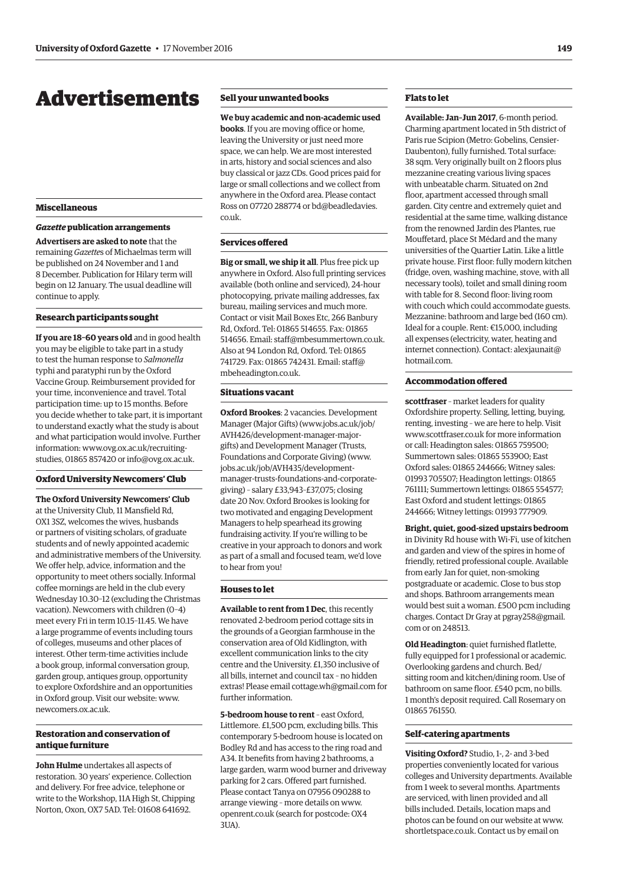# Advertisements

## Miscellaneous

### *Gazette* publication arrangements

**Advertisers are asked to note** that the remaining *Gazette*s of Michaelmas term will be published on 24 November and 1 and 8 December. Publication for Hilary term will begin on 12 January. The usual deadline will continue to apply.

## Research participants sought

**If you are 18–60 years old** and in good health you may be eligible to take part in a study to test the human response to *Salmonella* typhi and paratyphi run by the Oxford Vaccine Group. Reimbursement provided for your time, inconvenience and travel. Total participation time: up to 15 months. Before you decide whether to take part, it is important to understand exactly what the study is about and what participation would involve. Further information: www.ovg.ox.ac.uk/recruiting-studies, 01865 857420 or info@ovg.ox.ac.uk.

## Oxford University Newcomers' Club

**The Oxford University Newcomers' Club** at the University Club, 11 Mansfield Rd, OX1 3SZ, welcomes the wives, husbands or partners of visiting scholars, of graduate students and of newly appointed academic and administrative members of the University. We offer help, advice, information and the opportunity to meet others socially. Informal coffee mornings are held in the club every Wednesday 10.30–12 (excluding the Christmas vacation). Newcomers with children (0–4) meet every Fri in term 10.15–11.45. We have a large programme of events including tours of colleges, museums and other places of interest. Other term-time activities include a book group, informal conversation group, garden group, antiques group, opportunity to explore Oxfordshire and an opportunities in Oxford group. Visit our website: www.newcomers.ox.ac.uk.

## Restoration and conservation of antique furniture

**John Hulme** undertakes all aspects of restoration. 30 years' experience. Collection and delivery. For free advice, telephone or write to the Workshop, 11A High St, Chipping Norton, Oxon, OX7 5AD. Tel: 01608 641692.

## Sell your unwanted books

**We buy academic and non-academic used books**. If you are moving office or home, leaving the University or just need more space, we can help. We are most interested in arts, history and social sciences and also buy classical or jazz CDs. Good prices paid for large or small collections and we collect from anywhere in the Oxford area. Please contact Ross on 07720 288774 or bd@beadledavies.co.uk.

## Services offered

**Big or small, we ship it all**. Plus free pick up anywhere in Oxford. Also full printing services available (both online and serviced), 24-hour photocopying, private mailing addresses, fax bureau, mailing services and much more. Contact or visit Mail Boxes Etc, 266 Banbury Rd, Oxford. Tel: 01865 514655. Fax: 01865 514656. Email: staff@mbesummertown.co.uk. Also at 94 London Rd, Oxford. Tel: 01865 741729. Fax: 01865 742431. Email: staff@mbeheadington.co.uk.

## Situations vacant

**Oxford Brookes**: 2 vacancies. Development Manager (Major Gifts) (www.jobs.ac.uk/job/AVH426/development-manager-major-gifts) and Development Manager (Trusts, Foundations and Corporate Giving) (www.jobs.ac.uk/job/AVH435/development-manager-trusts-foundations-and-corporate-giving) – salary £33,943–£37,075; closing date 20 Nov. Oxford Brookes is looking for two motivated and engaging Development Managers to help spearhead its growing fundraising activity. If you're willing to be creative in your approach to donors and work as part of a small and focused team, we'd love to hear from you!

## Houses to let

**Available to rent from 1 Dec**, this recently renovated 2-bedroom period cottage sits in the grounds of a Georgian farmhouse in the conservation area of Old Kidlington, with excellent communication links to the city centre and the University. £1,350 inclusive of all bills, internet and council tax – no hidden extras! Please email cottage.wh@gmail.com for further information.

**5-bedroom house to rent** – east Oxford, Littlemore. £1,500 pcm, excluding bills. This contemporary 5-bedroom house is located on Bodley Rd and has access to the ring road and A34. It benefits from having 2 bathrooms, a large garden, warm wood burner and driveway parking for 2 cars. Offered part furnished. Please contact Tanya on 07956 090288 to arrange viewing – more details on www.openrent.co.uk (search for postcode: OX4 3UA).

## Flats to let

**Available: Jan–Jun 2017**, 6-month period. Charming apartment located in 5th district of Paris rue Scipion (Metro: Gobelins, Censier-Daubenton), fully furnished. Total surface: 38 sqm. Very originally built on 2 floors plus mezzanine creating various living spaces with unbeatable charm. Situated on 2nd floor, apartment accessed through small garden. City centre and extremely quiet and residential at the same time, walking distance from the renowned Jardin des Plantes, rue Mouffetard, place St Médard and the many universities of the Quartier Latin. Like a little private house. First floor: fully modern kitchen (fridge, oven, washing machine, stove, with all necessary tools), toilet and small dining room with table for 8. Second floor: living room with couch which could accommodate guests. Mezzanine: bathroom and large bed (160 cm). Ideal for a couple. Rent: €15,000, including all expenses (electricity, water, heating and internet connection). Contact: alexjaunait@hotmail.com.

## Accommodation offered

**scottfraser** – market leaders for quality Oxfordshire property. Selling, letting, buying, renting, investing – we are here to help. Visit www.scottfraser.co.uk for more information or call: Headington sales: 01865 759500; Summertown sales: 01865 553900; East Oxford sales: 01865 244666; Witney sales: 01993 705507; Headington lettings: 01865 761111; Summertown lettings: 01865 554577; East Oxford and student lettings: 01865 244666; Witney lettings: 01993 777909.

**Bright, quiet, good-sized upstairs bedroom** in Divinity Rd house with Wi-Fi, use of kitchen and garden and view of the spires in home of friendly, retired professional couple. Available from early Jan for quiet, non-smoking postgraduate or academic. Close to bus stop and shops. Bathroom arrangements mean would best suit a woman. £500 pcm including charges. Contact Dr Gray at pgray258@gmail.com or on 248513.

**Old Headington**: quiet furnished flatlette, fully equipped for 1 professional or academic. Overlooking gardens and church. Bed/sitting room and kitchen/dining room. Use of bathroom on same floor. £540 pcm, no bills. 1 month's deposit required. Call Rosemary on 01865 761550.

## Self-catering apartments

**Visiting Oxford?** Studio, 1-, 2- and 3-bed properties conveniently located for various colleges and University departments. Available from 1 week to several months. Apartments are serviced, with linen provided and all bills included. Details, location maps and photos can be found on our website at www.shortletspace.co.uk. Contact us by email on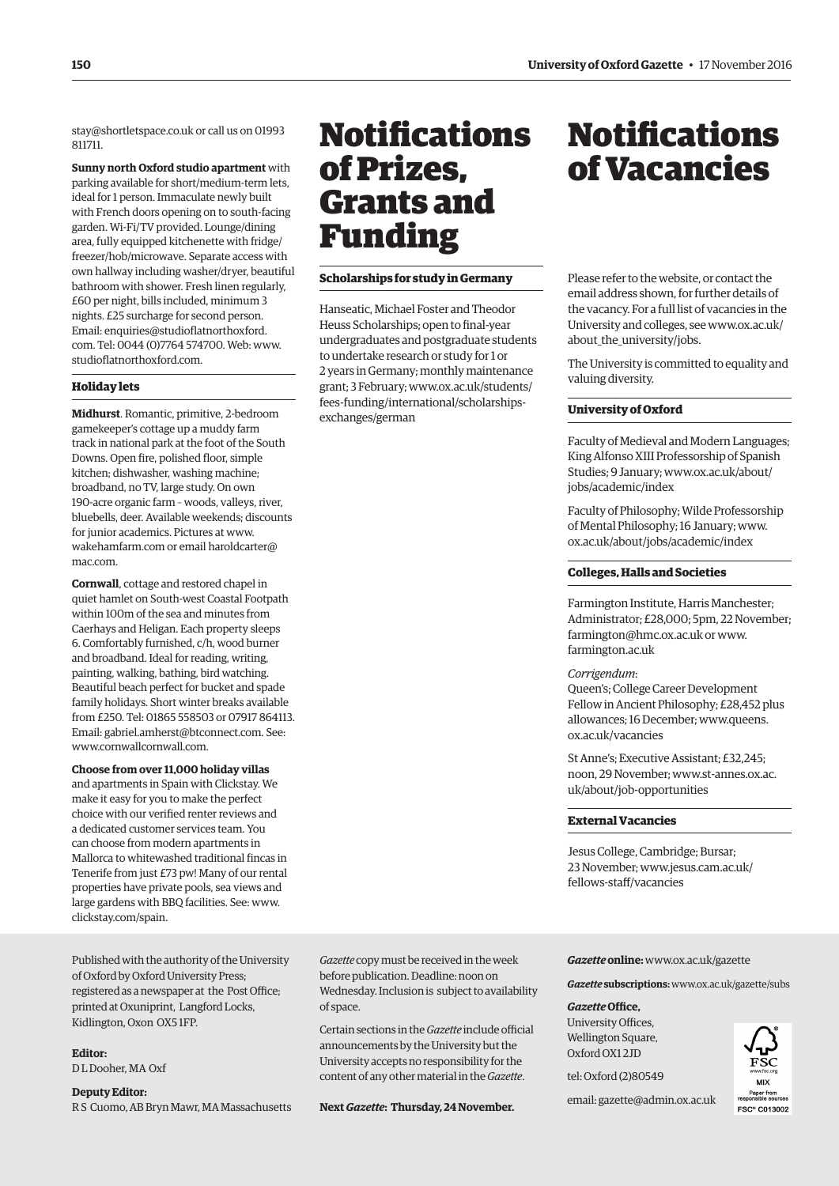stay@shortletspace.co.uk or call us on 01993 811711.

**Sunny north Oxford studio apartment** with parking available for short/medium-term lets, ideal for 1 person. Immaculate newly built with French doors opening on to south-facing garden. Wi-Fi/TV provided. Lounge/dining area, fully equipped kitchenette with fridge/freezer/hob/microwave. Separate access with own hallway including washer/dryer, beautiful bathroom with shower. Fresh linen regularly, £60 per night, bills included, minimum 3 nights. £25 surcharge for second person. Email: enquiries@studioflatnorthoxford.com. Tel: 0044 (0)7764 574700. Web: www.studioflatnorthoxford.com.

### Holiday lets

**Midhurst**. Romantic, primitive, 2-bedroom gamekeeper's cottage up a muddy farm track in national park at the foot of the South Downs. Open fire, polished floor, simple kitchen; dishwasher, washing machine; broadband, no TV, large study. On own 190-acre organic farm – woods, valleys, river, bluebells, deer. Available weekends; discounts for junior academics. Pictures at www.wakehamfarm.com or email haroldcarter@mac.com.

**Cornwall**, cottage and restored chapel in quiet hamlet on South-west Coastal Footpath within 100m of the sea and minutes from Caerhays and Heligan. Each property sleeps 6. Comfortably furnished, c/h, wood burner and broadband. Ideal for reading, writing, painting, walking, bathing, bird watching. Beautiful beach perfect for bucket and spade family holidays. Short winter breaks available from £250. Tel: 01865 558503 or 07917 864113. Email: gabriel.amherst@btconnect.com. See: www.cornwallcornwall.com.

**Choose from over 11,000 holiday villas** and apartments in Spain with Clickstay. We make it easy for you to make the perfect choice with our verified renter reviews and a dedicated customer services team. You can choose from modern apartments in Mallorca to whitewashed traditional fincas in Tenerife from just £73 pw! Many of our rental properties have private pools, sea views and large gardens with BBQ facilities. See: www.clickstay.com/spain.

# Notifications of Prizes, Grants and Funding

### Scholarships for study in Germany

Hanseatic, Michael Foster and Theodor Heuss Scholarships; open to final-year undergraduates and postgraduate students to undertake research or study for 1 or 2 years in Germany; monthly maintenance grant; 3 February; www.ox.ac.uk/students/fees-funding/international/scholarships-exchanges/german

# Notifications of Vacancies

Please refer to the website, or contact the email address shown, for further details of the vacancy. For a full list of vacancies in the University and colleges, see www.ox.ac.uk/about_the_university/jobs.

The University is committed to equality and valuing diversity.

### University of Oxford

Faculty of Medieval and Modern Languages; King Alfonso XIII Professorship of Spanish Studies; 9 January; www.ox.ac.uk/about/jobs/academic/index

Faculty of Philosophy; Wilde Professorship of Mental Philosophy; 16 January; www.ox.ac.uk/about/jobs/academic/index

### Colleges, Halls and Societies

Farmington Institute, Harris Manchester; Administrator; £28,000; 5pm, 22 November; farmington@hmc.ox.ac.uk or www.farmington.ac.uk

*Corrigendum*:
Queen's; College Career Development Fellow in Ancient Philosophy; £28,452 plus allowances; 16 December; www.queens.ox.ac.uk/vacancies

St Anne's; Executive Assistant; £32,245; noon, 29 November; www.st-annes.ox.ac.uk/about/job-opportunities

### External Vacancies

Jesus College, Cambridge; Bursar; 23 November; www.jesus.cam.ac.uk/fellows-staff/vacancies

---

Published with the authority of the University of Oxford by Oxford University Press; registered as a newspaper at the Post Office; printed at Oxuniprint, Langford Locks, Kidlington, Oxon OX5 1FP.

**Editor:**
D L Dooher, MA Oxf

**Deputy Editor:**
R S Cuomo, AB Bryn Mawr, MA Massachusetts

*Gazette* copy must be received in the week before publication. Deadline: noon on Wednesday. Inclusion is subject to availability of space.

Certain sections in the *Gazette* include official announcements by the University but the University accepts no responsibility for the content of any other material in the *Gazette*.

**Next *Gazette*: Thursday, 24 November.**

***Gazette* online:** www.ox.ac.uk/gazette

***Gazette* subscriptions:** www.ox.ac.uk/gazette/subs

***Gazette* Office,**
University Offices,
Wellington Square,
Oxford OX1 2JD

tel: Oxford (2)80549

email: gazette@admin.ox.ac.uk

FSC www.fsc.org MIX Paper from responsible sources FSC® C013002